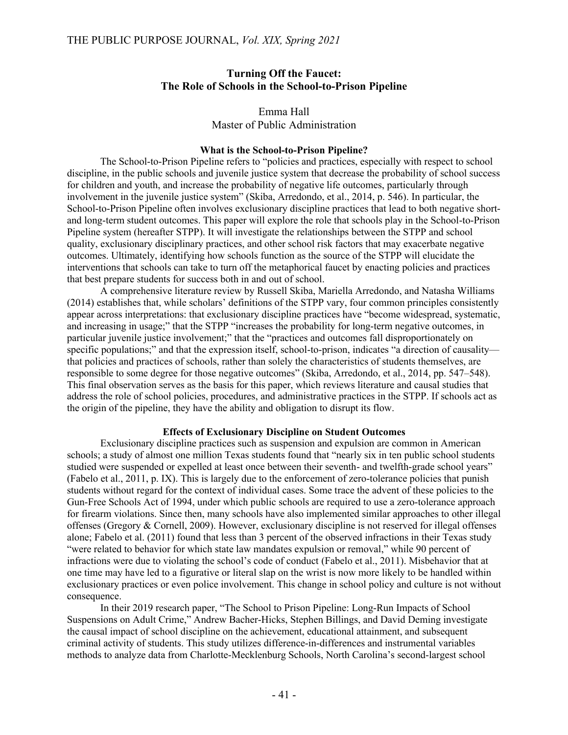# Turning Off the Faucet: The Role of Schools in the School-to-Prison Pipeline

Emma Hall
Master of Public Administration

## What is the School-to-Prison Pipeline?

The School-to-Prison Pipeline refers to "policies and practices, especially with respect to school discipline, in the public schools and juvenile justice system that decrease the probability of school success for children and youth, and increase the probability of negative life outcomes, particularly through involvement in the juvenile justice system" (Skiba, Arredondo, et al., 2014, p. 546). In particular, the School-to-Prison Pipeline often involves exclusionary discipline practices that lead to both negative short- and long-term student outcomes. This paper will explore the role that schools play in the School-to-Prison Pipeline system (hereafter STPP). It will investigate the relationships between the STPP and school quality, exclusionary disciplinary practices, and other school risk factors that may exacerbate negative outcomes. Ultimately, identifying how schools function as the source of the STPP will elucidate the interventions that schools can take to turn off the metaphorical faucet by enacting policies and practices that best prepare students for success both in and out of school.

A comprehensive literature review by Russell Skiba, Mariella Arredondo, and Natasha Williams (2014) establishes that, while scholars' definitions of the STPP vary, four common principles consistently appear across interpretations: that exclusionary discipline practices have "become widespread, systematic, and increasing in usage;" that the STPP "increases the probability for long-term negative outcomes, in particular juvenile justice involvement;" that the "practices and outcomes fall disproportionately on specific populations;" and that the expression itself, school-to-prison, indicates "a direction of causality—that policies and practices of schools, rather than solely the characteristics of students themselves, are responsible to some degree for those negative outcomes" (Skiba, Arredondo, et al., 2014, pp. 547–548). This final observation serves as the basis for this paper, which reviews literature and causal studies that address the role of school policies, procedures, and administrative practices in the STPP. If schools act as the origin of the pipeline, they have the ability and obligation to disrupt its flow.

## Effects of Exclusionary Discipline on Student Outcomes

Exclusionary discipline practices such as suspension and expulsion are common in American schools; a study of almost one million Texas students found that "nearly six in ten public school students studied were suspended or expelled at least once between their seventh- and twelfth-grade school years" (Fabelo et al., 2011, p. IX). This is largely due to the enforcement of zero-tolerance policies that punish students without regard for the context of individual cases. Some trace the advent of these policies to the Gun-Free Schools Act of 1994, under which public schools are required to use a zero-tolerance approach for firearm violations. Since then, many schools have also implemented similar approaches to other illegal offenses (Gregory & Cornell, 2009). However, exclusionary discipline is not reserved for illegal offenses alone; Fabelo et al. (2011) found that less than 3 percent of the observed infractions in their Texas study "were related to behavior for which state law mandates expulsion or removal," while 90 percent of infractions were due to violating the school's code of conduct (Fabelo et al., 2011). Misbehavior that at one time may have led to a figurative or literal slap on the wrist is now more likely to be handled within exclusionary practices or even police involvement. This change in school policy and culture is not without consequence.

In their 2019 research paper, "The School to Prison Pipeline: Long-Run Impacts of School Suspensions on Adult Crime," Andrew Bacher-Hicks, Stephen Billings, and David Deming investigate the causal impact of school discipline on the achievement, educational attainment, and subsequent criminal activity of students. This study utilizes difference-in-differences and instrumental variables methods to analyze data from Charlotte-Mecklenburg Schools, North Carolina's second-largest school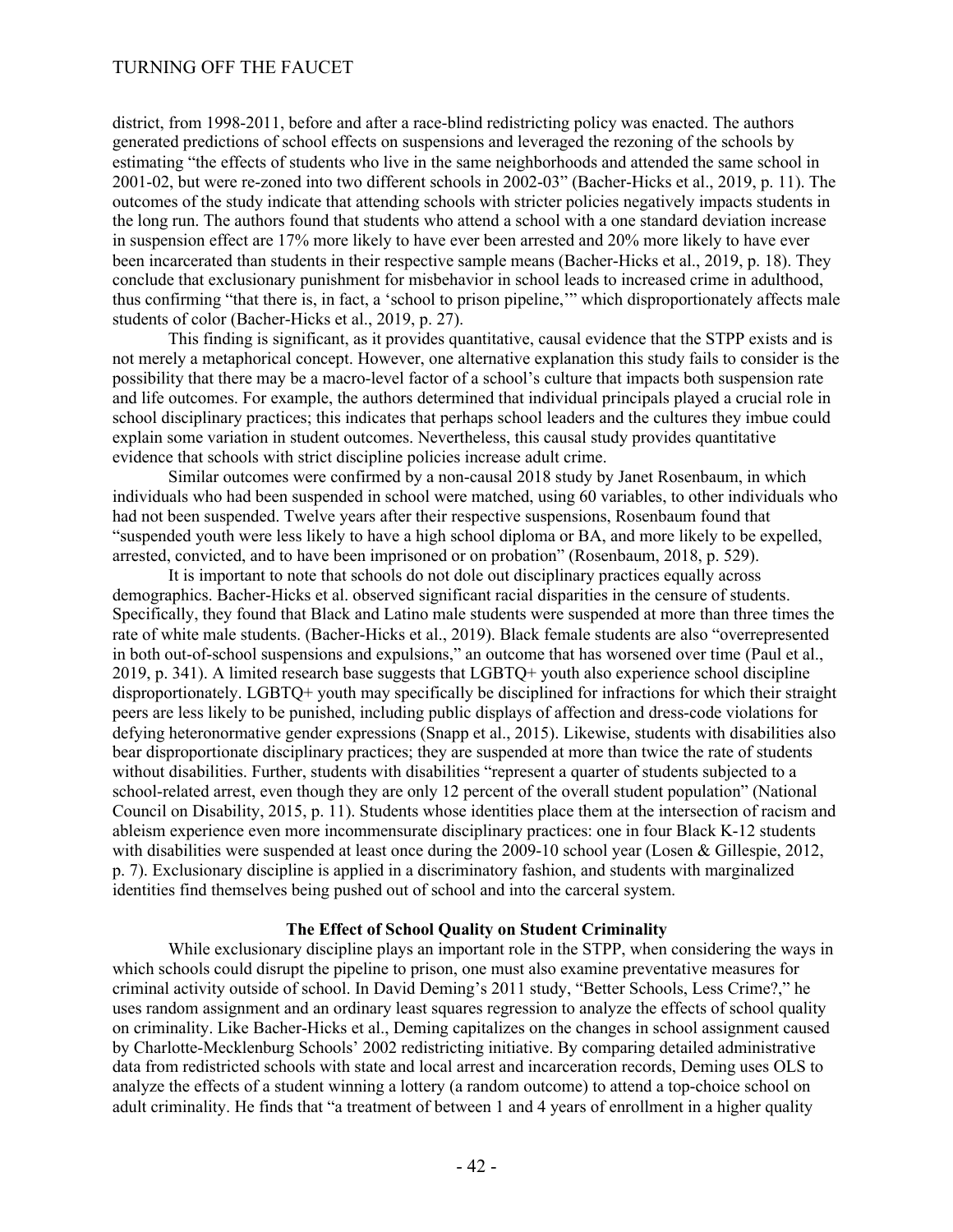district, from 1998-2011, before and after a race-blind redistricting policy was enacted. The authors generated predictions of school effects on suspensions and leveraged the rezoning of the schools by estimating "the effects of students who live in the same neighborhoods and attended the same school in 2001-02, but were re-zoned into two different schools in 2002-03" (Bacher-Hicks et al., 2019, p. 11). The outcomes of the study indicate that attending schools with stricter policies negatively impacts students in the long run. The authors found that students who attend a school with a one standard deviation increase in suspension effect are 17% more likely to have ever been arrested and 20% more likely to have ever been incarcerated than students in their respective sample means (Bacher-Hicks et al., 2019, p. 18). They conclude that exclusionary punishment for misbehavior in school leads to increased crime in adulthood, thus confirming "that there is, in fact, a 'school to prison pipeline,'" which disproportionately affects male students of color (Bacher-Hicks et al., 2019, p. 27).

This finding is significant, as it provides quantitative, causal evidence that the STPP exists and is not merely a metaphorical concept. However, one alternative explanation this study fails to consider is the possibility that there may be a macro-level factor of a school's culture that impacts both suspension rate and life outcomes. For example, the authors determined that individual principals played a crucial role in school disciplinary practices; this indicates that perhaps school leaders and the cultures they imbue could explain some variation in student outcomes. Nevertheless, this causal study provides quantitative evidence that schools with strict discipline policies increase adult crime.

Similar outcomes were confirmed by a non-causal 2018 study by Janet Rosenbaum, in which individuals who had been suspended in school were matched, using 60 variables, to other individuals who had not been suspended. Twelve years after their respective suspensions, Rosenbaum found that "suspended youth were less likely to have a high school diploma or BA, and more likely to be expelled, arrested, convicted, and to have been imprisoned or on probation" (Rosenbaum, 2018, p. 529).

It is important to note that schools do not dole out disciplinary practices equally across demographics. Bacher-Hicks et al. observed significant racial disparities in the censure of students. Specifically, they found that Black and Latino male students were suspended at more than three times the rate of white male students. (Bacher-Hicks et al., 2019). Black female students are also "overrepresented in both out-of-school suspensions and expulsions," an outcome that has worsened over time (Paul et al., 2019, p. 341). A limited research base suggests that LGBTQ+ youth also experience school discipline disproportionately. LGBTQ+ youth may specifically be disciplined for infractions for which their straight peers are less likely to be punished, including public displays of affection and dress-code violations for defying heteronormative gender expressions (Snapp et al., 2015). Likewise, students with disabilities also bear disproportionate disciplinary practices; they are suspended at more than twice the rate of students without disabilities. Further, students with disabilities "represent a quarter of students subjected to a school-related arrest, even though they are only 12 percent of the overall student population" (National Council on Disability, 2015, p. 11). Students whose identities place them at the intersection of racism and ableism experience even more incommensurate disciplinary practices: one in four Black K-12 students with disabilities were suspended at least once during the 2009-10 school year (Losen & Gillespie, 2012, p. 7). Exclusionary discipline is applied in a discriminatory fashion, and students with marginalized identities find themselves being pushed out of school and into the carceral system.

### The Effect of School Quality on Student Criminality

While exclusionary discipline plays an important role in the STPP, when considering the ways in which schools could disrupt the pipeline to prison, one must also examine preventative measures for criminal activity outside of school. In David Deming's 2011 study, "Better Schools, Less Crime?," he uses random assignment and an ordinary least squares regression to analyze the effects of school quality on criminality. Like Bacher-Hicks et al., Deming capitalizes on the changes in school assignment caused by Charlotte-Mecklenburg Schools' 2002 redistricting initiative. By comparing detailed administrative data from redistricted schools with state and local arrest and incarceration records, Deming uses OLS to analyze the effects of a student winning a lottery (a random outcome) to attend a top-choice school on adult criminality. He finds that "a treatment of between 1 and 4 years of enrollment in a higher quality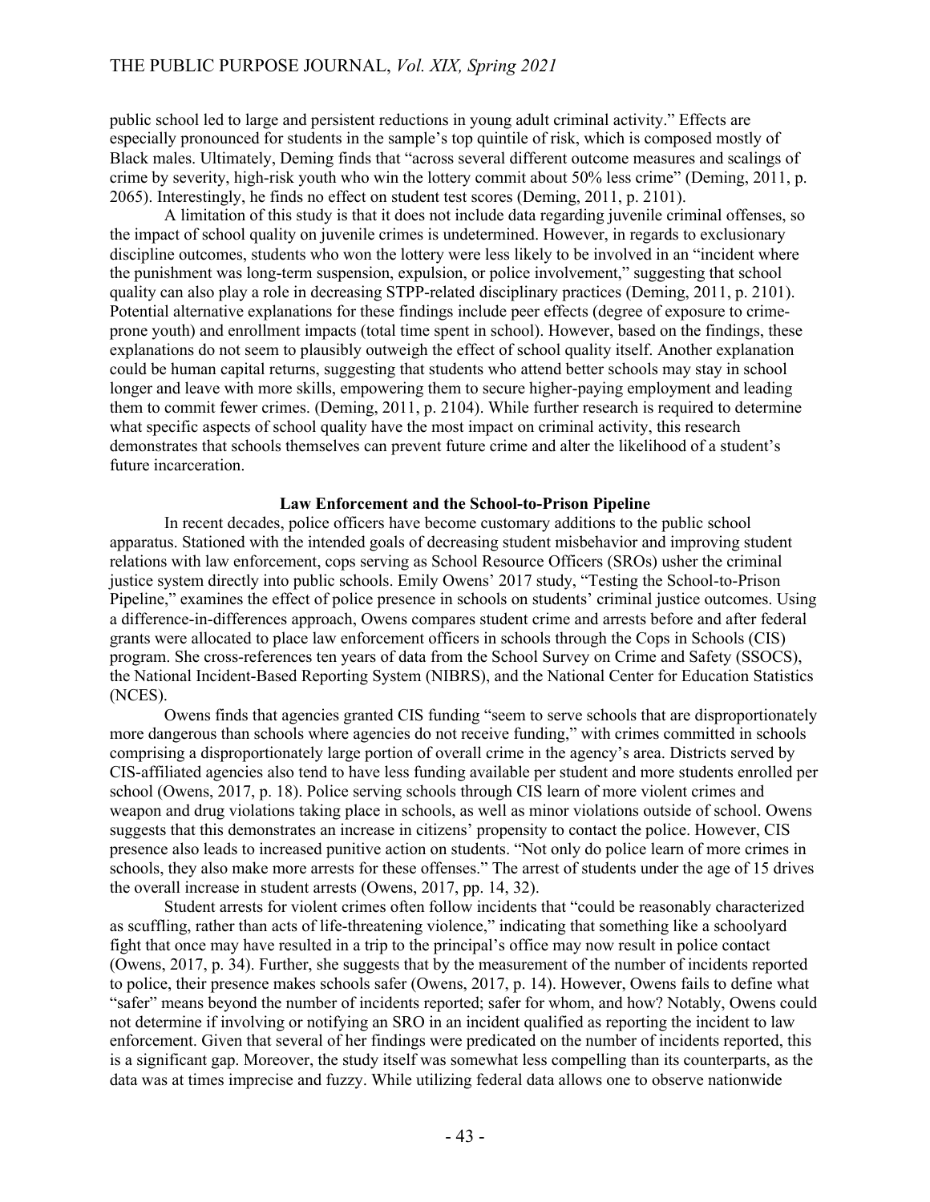public school led to large and persistent reductions in young adult criminal activity." Effects are especially pronounced for students in the sample's top quintile of risk, which is composed mostly of Black males. Ultimately, Deming finds that "across several different outcome measures and scalings of crime by severity, high-risk youth who win the lottery commit about 50% less crime" (Deming, 2011, p. 2065). Interestingly, he finds no effect on student test scores (Deming, 2011, p. 2101).

A limitation of this study is that it does not include data regarding juvenile criminal offenses, so the impact of school quality on juvenile crimes is undetermined. However, in regards to exclusionary discipline outcomes, students who won the lottery were less likely to be involved in an "incident where the punishment was long-term suspension, expulsion, or police involvement," suggesting that school quality can also play a role in decreasing STPP-related disciplinary practices (Deming, 2011, p. 2101). Potential alternative explanations for these findings include peer effects (degree of exposure to crime-prone youth) and enrollment impacts (total time spent in school). However, based on the findings, these explanations do not seem to plausibly outweigh the effect of school quality itself. Another explanation could be human capital returns, suggesting that students who attend better schools may stay in school longer and leave with more skills, empowering them to secure higher-paying employment and leading them to commit fewer crimes. (Deming, 2011, p. 2104). While further research is required to determine what specific aspects of school quality have the most impact on criminal activity, this research demonstrates that schools themselves can prevent future crime and alter the likelihood of a student's future incarceration.

### Law Enforcement and the School-to-Prison Pipeline

In recent decades, police officers have become customary additions to the public school apparatus. Stationed with the intended goals of decreasing student misbehavior and improving student relations with law enforcement, cops serving as School Resource Officers (SROs) usher the criminal justice system directly into public schools. Emily Owens' 2017 study, "Testing the School-to-Prison Pipeline," examines the effect of police presence in schools on students' criminal justice outcomes. Using a difference-in-differences approach, Owens compares student crime and arrests before and after federal grants were allocated to place law enforcement officers in schools through the Cops in Schools (CIS) program. She cross-references ten years of data from the School Survey on Crime and Safety (SSOCS), the National Incident-Based Reporting System (NIBRS), and the National Center for Education Statistics (NCES).

Owens finds that agencies granted CIS funding "seem to serve schools that are disproportionately more dangerous than schools where agencies do not receive funding," with crimes committed in schools comprising a disproportionately large portion of overall crime in the agency's area. Districts served by CIS-affiliated agencies also tend to have less funding available per student and more students enrolled per school (Owens, 2017, p. 18). Police serving schools through CIS learn of more violent crimes and weapon and drug violations taking place in schools, as well as minor violations outside of school. Owens suggests that this demonstrates an increase in citizens' propensity to contact the police. However, CIS presence also leads to increased punitive action on students. "Not only do police learn of more crimes in schools, they also make more arrests for these offenses." The arrest of students under the age of 15 drives the overall increase in student arrests (Owens, 2017, pp. 14, 32).

Student arrests for violent crimes often follow incidents that "could be reasonably characterized as scuffling, rather than acts of life-threatening violence," indicating that something like a schoolyard fight that once may have resulted in a trip to the principal's office may now result in police contact (Owens, 2017, p. 34). Further, she suggests that by the measurement of the number of incidents reported to police, their presence makes schools safer (Owens, 2017, p. 14). However, Owens fails to define what "safer" means beyond the number of incidents reported; safer for whom, and how? Notably, Owens could not determine if involving or notifying an SRO in an incident qualified as reporting the incident to law enforcement. Given that several of her findings were predicated on the number of incidents reported, this is a significant gap. Moreover, the study itself was somewhat less compelling than its counterparts, as the data was at times imprecise and fuzzy. While utilizing federal data allows one to observe nationwide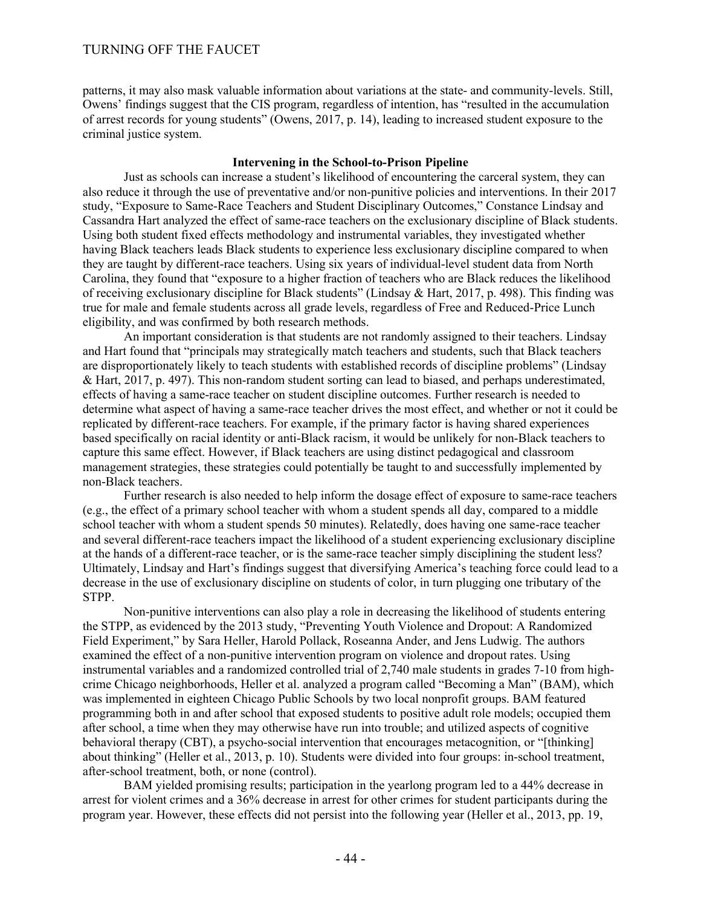patterns, it may also mask valuable information about variations at the state- and community-levels. Still, Owens' findings suggest that the CIS program, regardless of intention, has "resulted in the accumulation of arrest records for young students" (Owens, 2017, p. 14), leading to increased student exposure to the criminal justice system.

### Intervening in the School-to-Prison Pipeline

Just as schools can increase a student's likelihood of encountering the carceral system, they can also reduce it through the use of preventative and/or non-punitive policies and interventions. In their 2017 study, "Exposure to Same-Race Teachers and Student Disciplinary Outcomes," Constance Lindsay and Cassandra Hart analyzed the effect of same-race teachers on the exclusionary discipline of Black students. Using both student fixed effects methodology and instrumental variables, they investigated whether having Black teachers leads Black students to experience less exclusionary discipline compared to when they are taught by different-race teachers. Using six years of individual-level student data from North Carolina, they found that "exposure to a higher fraction of teachers who are Black reduces the likelihood of receiving exclusionary discipline for Black students" (Lindsay & Hart, 2017, p. 498). This finding was true for male and female students across all grade levels, regardless of Free and Reduced-Price Lunch eligibility, and was confirmed by both research methods.

An important consideration is that students are not randomly assigned to their teachers. Lindsay and Hart found that "principals may strategically match teachers and students, such that Black teachers are disproportionately likely to teach students with established records of discipline problems" (Lindsay & Hart, 2017, p. 497). This non-random student sorting can lead to biased, and perhaps underestimated, effects of having a same-race teacher on student discipline outcomes. Further research is needed to determine what aspect of having a same-race teacher drives the most effect, and whether or not it could be replicated by different-race teachers. For example, if the primary factor is having shared experiences based specifically on racial identity or anti-Black racism, it would be unlikely for non-Black teachers to capture this same effect. However, if Black teachers are using distinct pedagogical and classroom management strategies, these strategies could potentially be taught to and successfully implemented by non-Black teachers.

Further research is also needed to help inform the dosage effect of exposure to same-race teachers (e.g., the effect of a primary school teacher with whom a student spends all day, compared to a middle school teacher with whom a student spends 50 minutes). Relatedly, does having one same-race teacher and several different-race teachers impact the likelihood of a student experiencing exclusionary discipline at the hands of a different-race teacher, or is the same-race teacher simply disciplining the student less? Ultimately, Lindsay and Hart's findings suggest that diversifying America's teaching force could lead to a decrease in the use of exclusionary discipline on students of color, in turn plugging one tributary of the STPP.

Non-punitive interventions can also play a role in decreasing the likelihood of students entering the STPP, as evidenced by the 2013 study, "Preventing Youth Violence and Dropout: A Randomized Field Experiment," by Sara Heller, Harold Pollack, Roseanna Ander, and Jens Ludwig. The authors examined the effect of a non-punitive intervention program on violence and dropout rates. Using instrumental variables and a randomized controlled trial of 2,740 male students in grades 7-10 from high-crime Chicago neighborhoods, Heller et al. analyzed a program called "Becoming a Man" (BAM), which was implemented in eighteen Chicago Public Schools by two local nonprofit groups. BAM featured programming both in and after school that exposed students to positive adult role models; occupied them after school, a time when they may otherwise have run into trouble; and utilized aspects of cognitive behavioral therapy (CBT), a psycho-social intervention that encourages metacognition, or "[thinking] about thinking" (Heller et al., 2013, p. 10). Students were divided into four groups: in-school treatment, after-school treatment, both, or none (control).

BAM yielded promising results; participation in the yearlong program led to a 44% decrease in arrest for violent crimes and a 36% decrease in arrest for other crimes for student participants during the program year. However, these effects did not persist into the following year (Heller et al., 2013, pp. 19,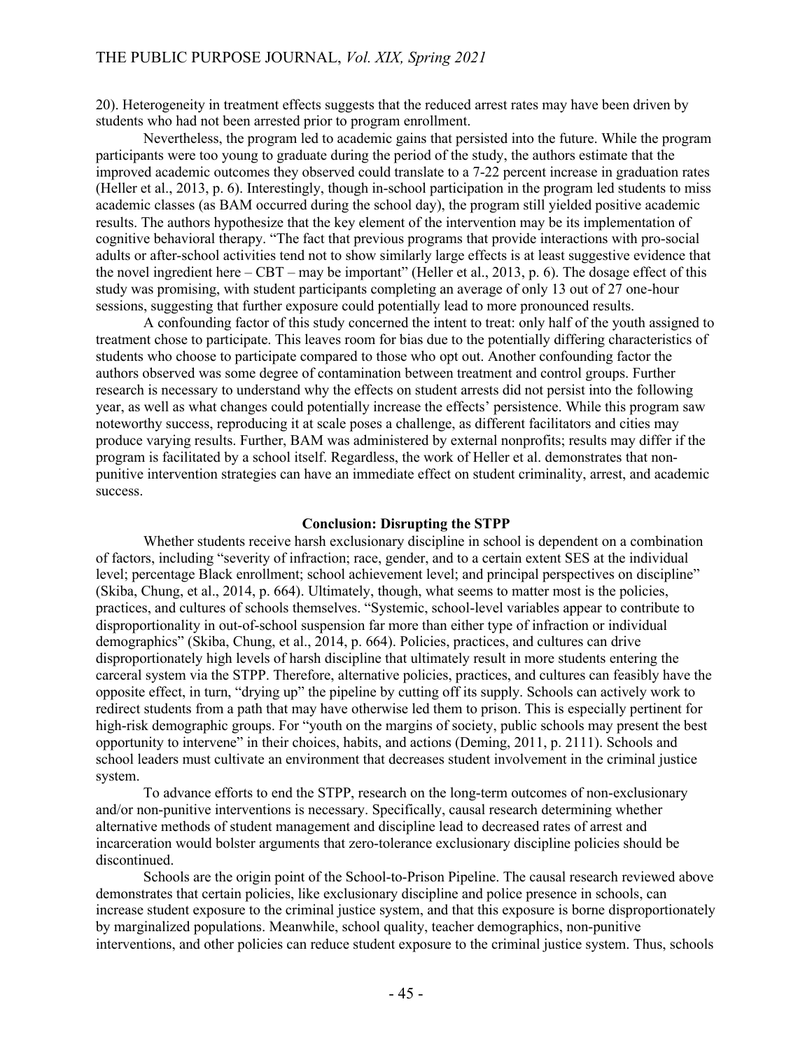20). Heterogeneity in treatment effects suggests that the reduced arrest rates may have been driven by students who had not been arrested prior to program enrollment.

Nevertheless, the program led to academic gains that persisted into the future. While the program participants were too young to graduate during the period of the study, the authors estimate that the improved academic outcomes they observed could translate to a 7-22 percent increase in graduation rates (Heller et al., 2013, p. 6). Interestingly, though in-school participation in the program led students to miss academic classes (as BAM occurred during the school day), the program still yielded positive academic results. The authors hypothesize that the key element of the intervention may be its implementation of cognitive behavioral therapy. "The fact that previous programs that provide interactions with pro-social adults or after-school activities tend not to show similarly large effects is at least suggestive evidence that the novel ingredient here – CBT – may be important" (Heller et al., 2013, p. 6). The dosage effect of this study was promising, with student participants completing an average of only 13 out of 27 one-hour sessions, suggesting that further exposure could potentially lead to more pronounced results.

A confounding factor of this study concerned the intent to treat: only half of the youth assigned to treatment chose to participate. This leaves room for bias due to the potentially differing characteristics of students who choose to participate compared to those who opt out. Another confounding factor the authors observed was some degree of contamination between treatment and control groups. Further research is necessary to understand why the effects on student arrests did not persist into the following year, as well as what changes could potentially increase the effects' persistence. While this program saw noteworthy success, reproducing it at scale poses a challenge, as different facilitators and cities may produce varying results. Further, BAM was administered by external nonprofits; results may differ if the program is facilitated by a school itself. Regardless, the work of Heller et al. demonstrates that non-punitive intervention strategies can have an immediate effect on student criminality, arrest, and academic success.

## Conclusion: Disrupting the STPP

Whether students receive harsh exclusionary discipline in school is dependent on a combination of factors, including "severity of infraction; race, gender, and to a certain extent SES at the individual level; percentage Black enrollment; school achievement level; and principal perspectives on discipline" (Skiba, Chung, et al., 2014, p. 664). Ultimately, though, what seems to matter most is the policies, practices, and cultures of schools themselves. "Systemic, school-level variables appear to contribute to disproportionality in out-of-school suspension far more than either type of infraction or individual demographics" (Skiba, Chung, et al., 2014, p. 664). Policies, practices, and cultures can drive disproportionately high levels of harsh discipline that ultimately result in more students entering the carceral system via the STPP. Therefore, alternative policies, practices, and cultures can feasibly have the opposite effect, in turn, "drying up" the pipeline by cutting off its supply. Schools can actively work to redirect students from a path that may have otherwise led them to prison. This is especially pertinent for high-risk demographic groups. For "youth on the margins of society, public schools may present the best opportunity to intervene" in their choices, habits, and actions (Deming, 2011, p. 2111). Schools and school leaders must cultivate an environment that decreases student involvement in the criminal justice system.

To advance efforts to end the STPP, research on the long-term outcomes of non-exclusionary and/or non-punitive interventions is necessary. Specifically, causal research determining whether alternative methods of student management and discipline lead to decreased rates of arrest and incarceration would bolster arguments that zero-tolerance exclusionary discipline policies should be discontinued.

Schools are the origin point of the School-to-Prison Pipeline. The causal research reviewed above demonstrates that certain policies, like exclusionary discipline and police presence in schools, can increase student exposure to the criminal justice system, and that this exposure is borne disproportionately by marginalized populations. Meanwhile, school quality, teacher demographics, non-punitive interventions, and other policies can reduce student exposure to the criminal justice system. Thus, schools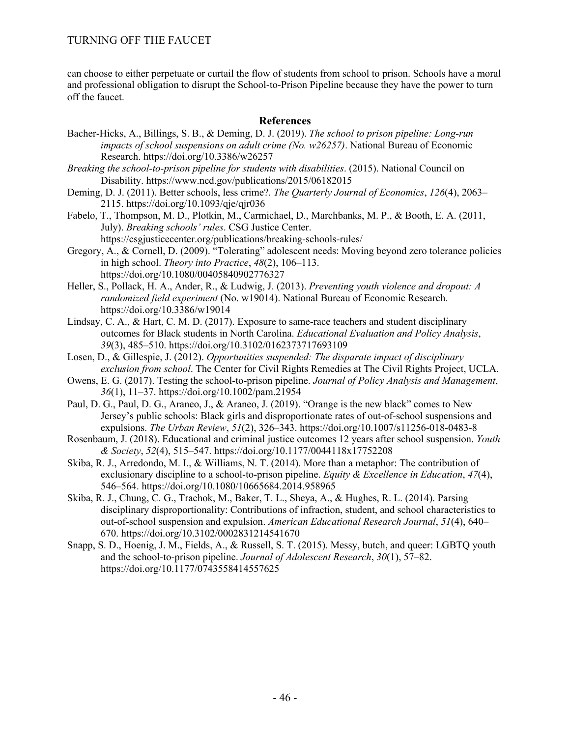can choose to either perpetuate or curtail the flow of students from school to prison. Schools have a moral and professional obligation to disrupt the School-to-Prison Pipeline because they have the power to turn off the faucet.

## References

Bacher-Hicks, A., Billings, S. B., & Deming, D. J. (2019). *The school to prison pipeline: Long-run impacts of school suspensions on adult crime (No. w26257)*. National Bureau of Economic Research. https://doi.org/10.3386/w26257

*Breaking the school-to-prison pipeline for students with disabilities*. (2015). National Council on Disability. https://www.ncd.gov/publications/2015/06182015

Deming, D. J. (2011). Better schools, less crime?. *The Quarterly Journal of Economics*, *126*(4), 2063–2115. https://doi.org/10.1093/qje/qjr036

Fabelo, T., Thompson, M. D., Plotkin, M., Carmichael, D., Marchbanks, M. P., & Booth, E. A. (2011, July). *Breaking schools' rules*. CSG Justice Center. https://csgjusticecenter.org/publications/breaking-schools-rules/

Gregory, A., & Cornell, D. (2009). "Tolerating" adolescent needs: Moving beyond zero tolerance policies in high school. *Theory into Practice*, *48*(2), 106–113. https://doi.org/10.1080/00405840902776327

Heller, S., Pollack, H. A., Ander, R., & Ludwig, J. (2013). *Preventing youth violence and dropout: A randomized field experiment* (No. w19014). National Bureau of Economic Research. https://doi.org/10.3386/w19014

Lindsay, C. A., & Hart, C. M. D. (2017). Exposure to same-race teachers and student disciplinary outcomes for Black students in North Carolina. *Educational Evaluation and Policy Analysis*, *39*(3), 485–510. https://doi.org/10.3102/0162373717693109

Losen, D., & Gillespie, J. (2012). *Opportunities suspended: The disparate impact of disciplinary exclusion from school*. The Center for Civil Rights Remedies at The Civil Rights Project, UCLA.

Owens, E. G. (2017). Testing the school-to-prison pipeline. *Journal of Policy Analysis and Management*, *36*(1), 11–37. https://doi.org/10.1002/pam.21954

Paul, D. G., Paul, D. G., Araneo, J., & Araneo, J. (2019). "Orange is the new black" comes to New Jersey's public schools: Black girls and disproportionate rates of out-of-school suspensions and expulsions. *The Urban Review*, *51*(2), 326–343. https://doi.org/10.1007/s11256-018-0483-8

Rosenbaum, J. (2018). Educational and criminal justice outcomes 12 years after school suspension. *Youth & Society*, *52*(4), 515–547. https://doi.org/10.1177/0044118x17752208

Skiba, R. J., Arredondo, M. I., & Williams, N. T. (2014). More than a metaphor: The contribution of exclusionary discipline to a school-to-prison pipeline. *Equity & Excellence in Education*, *47*(4), 546–564. https://doi.org/10.1080/10665684.2014.958965

Skiba, R. J., Chung, C. G., Trachok, M., Baker, T. L., Sheya, A., & Hughes, R. L. (2014). Parsing disciplinary disproportionality: Contributions of infraction, student, and school characteristics to out-of-school suspension and expulsion. *American Educational Research Journal*, *51*(4), 640–670. https://doi.org/10.3102/0002831214541670

Snapp, S. D., Hoenig, J. M., Fields, A., & Russell, S. T. (2015). Messy, butch, and queer: LGBTQ youth and the school-to-prison pipeline. *Journal of Adolescent Research*, *30*(1), 57–82. https://doi.org/10.1177/0743558414557625